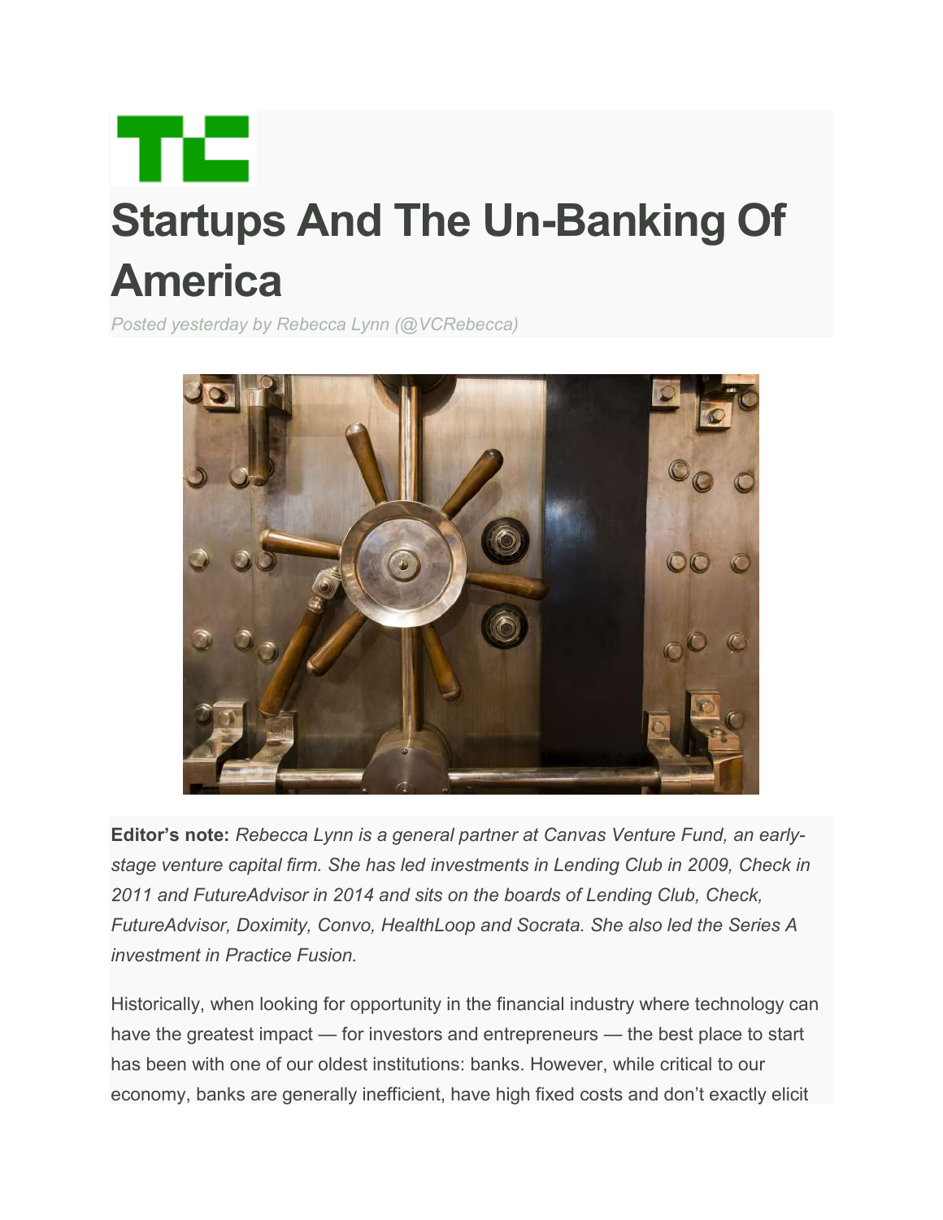# Startups And The Un-Banking Of America

*Posted yesterday by Rebecca Lynn (@VCRebecca)*

**Editor's note:** *Rebecca Lynn is a general partner at Canvas Venture Fund, an early-stage venture capital firm. She has led investments in Lending Club in 2009, Check in 2011 and FutureAdvisor in 2014 and sits on the boards of Lending Club, Check, FutureAdvisor, Doximity, Convo, HealthLoop and Socrata. She also led the Series A investment in Practice Fusion.*

Historically, when looking for opportunity in the financial industry where technology can have the greatest impact — for investors and entrepreneurs — the best place to start has been with one of our oldest institutions: banks. However, while critical to our economy, banks are generally inefficient, have high fixed costs and don't exactly elicit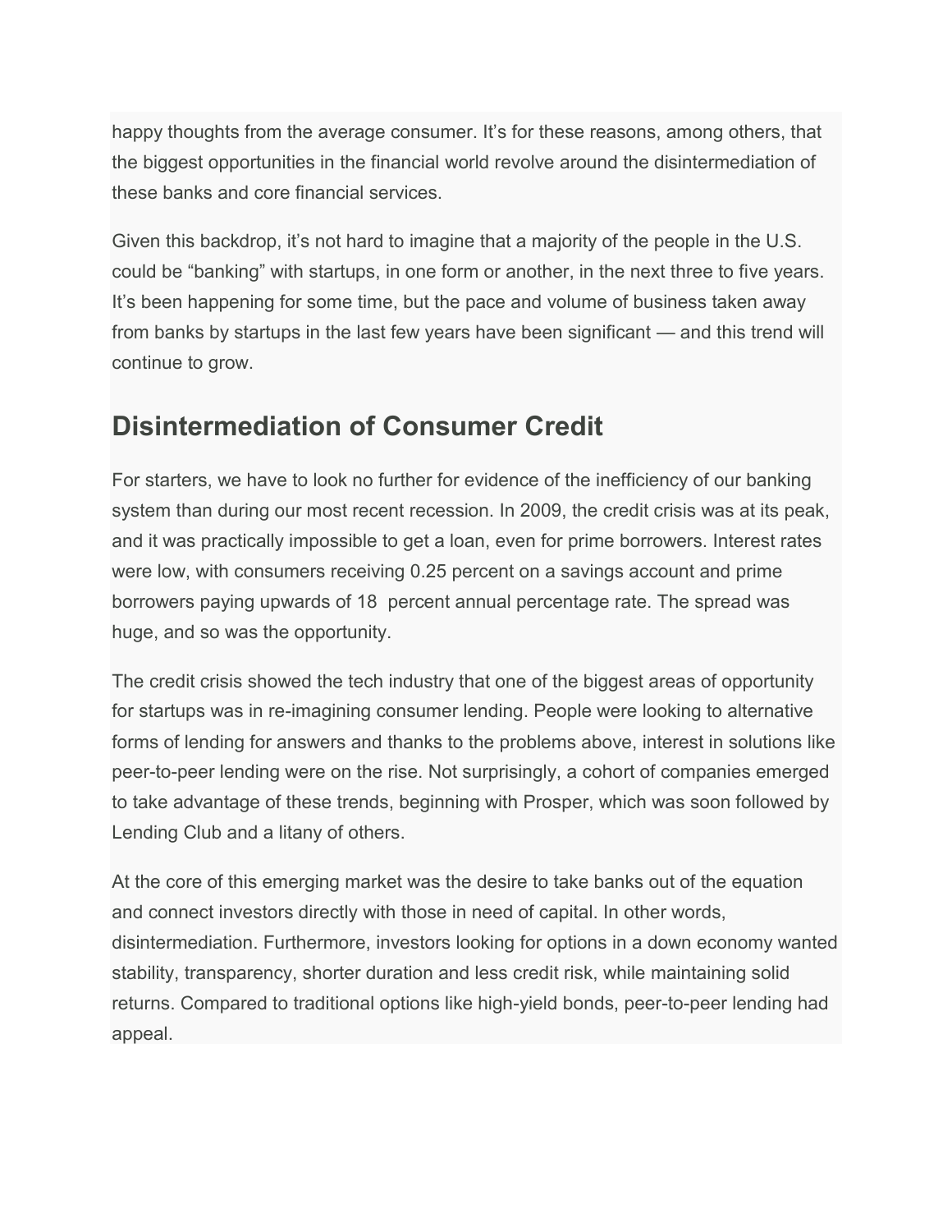happy thoughts from the average consumer. It's for these reasons, among others, that the biggest opportunities in the financial world revolve around the disintermediation of these banks and core financial services.

Given this backdrop, it's not hard to imagine that a majority of the people in the U.S. could be "banking" with startups, in one form or another, in the next three to five years. It's been happening for some time, but the pace and volume of business taken away from banks by startups in the last few years have been significant — and this trend will continue to grow.

## Disintermediation of Consumer Credit

For starters, we have to look no further for evidence of the inefficiency of our banking system than during our most recent recession. In 2009, the credit crisis was at its peak, and it was practically impossible to get a loan, even for prime borrowers. Interest rates were low, with consumers receiving 0.25 percent on a savings account and prime borrowers paying upwards of 18 percent annual percentage rate. The spread was huge, and so was the opportunity.

The credit crisis showed the tech industry that one of the biggest areas of opportunity for startups was in re-imagining consumer lending. People were looking to alternative forms of lending for answers and thanks to the problems above, interest in solutions like peer-to-peer lending were on the rise. Not surprisingly, a cohort of companies emerged to take advantage of these trends, beginning with Prosper, which was soon followed by Lending Club and a litany of others.

At the core of this emerging market was the desire to take banks out of the equation and connect investors directly with those in need of capital. In other words, disintermediation. Furthermore, investors looking for options in a down economy wanted stability, transparency, shorter duration and less credit risk, while maintaining solid returns. Compared to traditional options like high-yield bonds, peer-to-peer lending had appeal.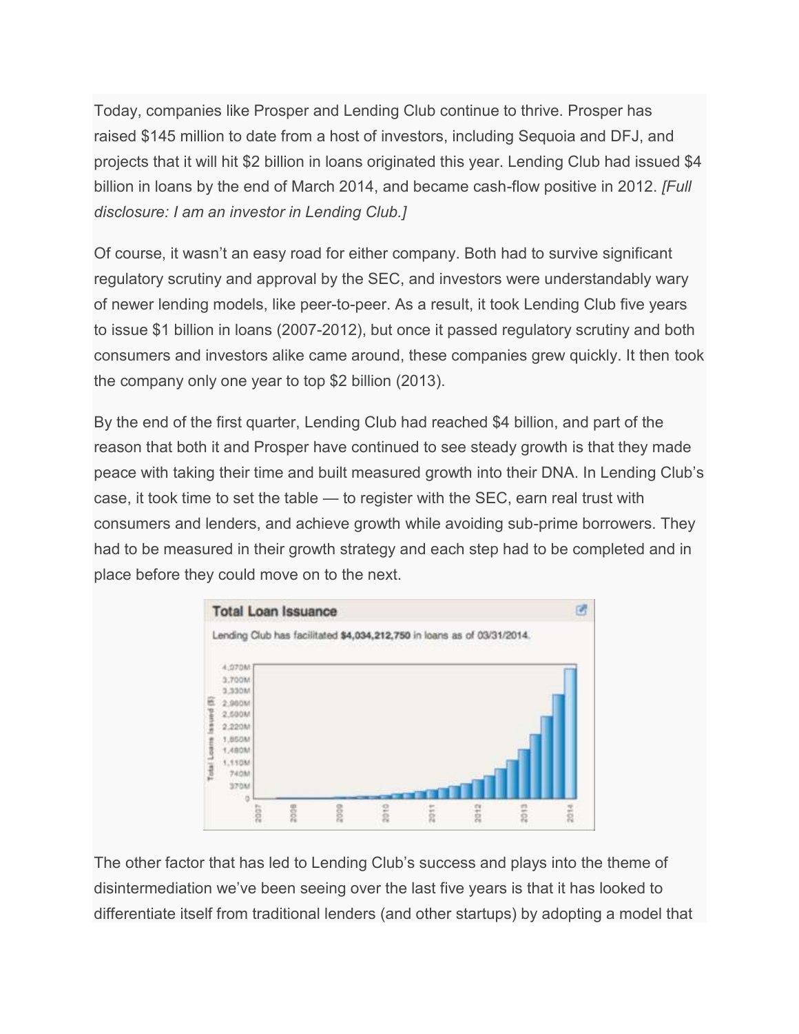Today, companies like Prosper and Lending Club continue to thrive. Prosper has raised $145 million to date from a host of investors, including Sequoia and DFJ, and projects that it will hit $2 billion in loans originated this year. Lending Club had issued $4 billion in loans by the end of March 2014, and became cash-flow positive in 2012. *[Full disclosure: I am an investor in Lending Club.]*

Of course, it wasn't an easy road for either company. Both had to survive significant regulatory scrutiny and approval by the SEC, and investors were understandably wary of newer lending models, like peer-to-peer. As a result, it took Lending Club five years to issue $1 billion in loans (2007-2012), but once it passed regulatory scrutiny and both consumers and investors alike came around, these companies grew quickly. It then took the company only one year to top $2 billion (2013).

By the end of the first quarter, Lending Club had reached $4 billion, and part of the reason that both it and Prosper have continued to see steady growth is that they made peace with taking their time and built measured growth into their DNA. In Lending Club's case, it took time to set the table — to register with the SEC, earn real trust with consumers and lenders, and achieve growth while avoiding sub-prime borrowers. They had to be measured in their growth strategy and each step had to be completed and in place before they could move on to the next.

The other factor that has led to Lending Club's success and plays into the theme of disintermediation we've been seeing over the last five years is that it has looked to differentiate itself from traditional lenders (and other startups) by adopting a model that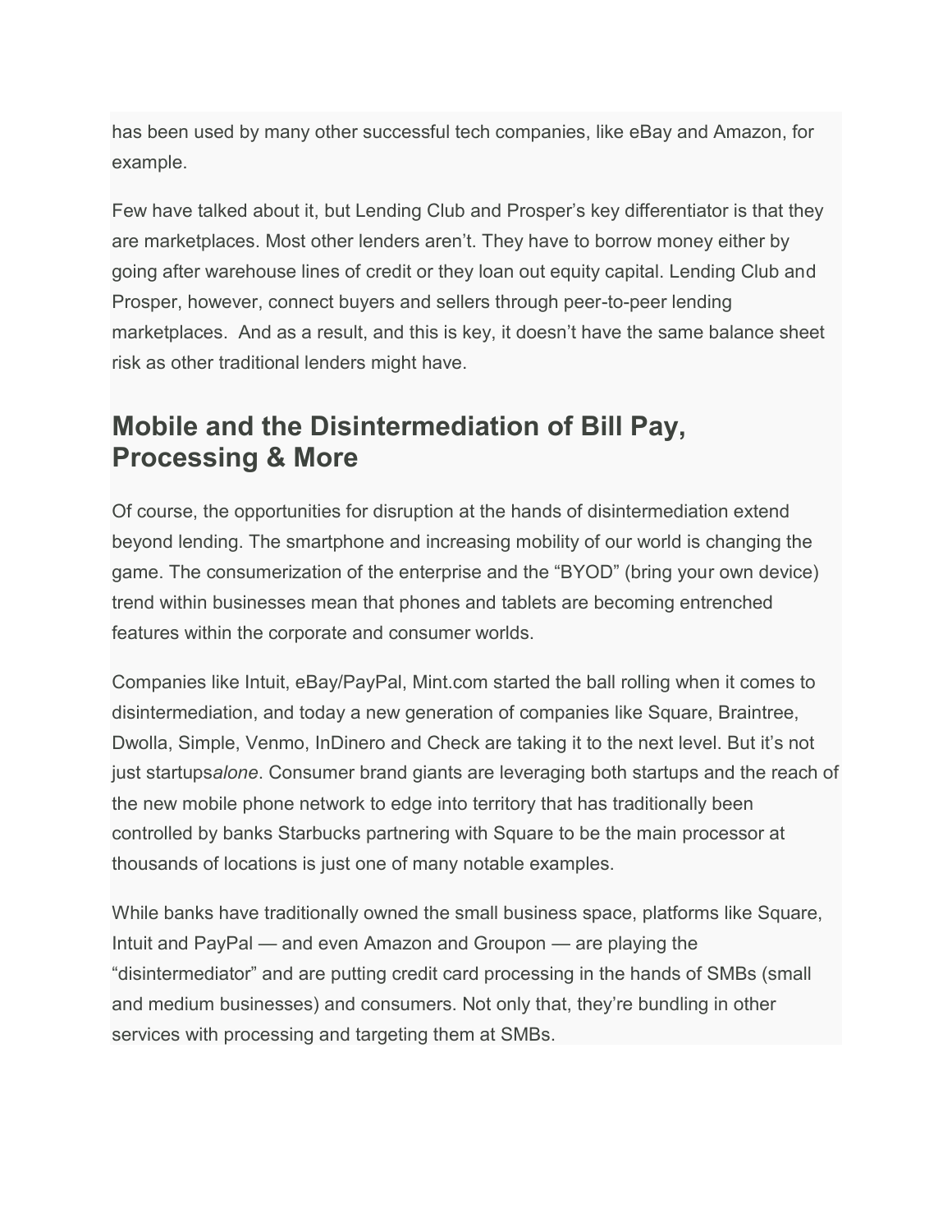has been used by many other successful tech companies, like eBay and Amazon, for example.

Few have talked about it, but Lending Club and Prosper's key differentiator is that they are marketplaces. Most other lenders aren't. They have to borrow money either by going after warehouse lines of credit or they loan out equity capital. Lending Club and Prosper, however, connect buyers and sellers through peer-to-peer lending marketplaces. And as a result, and this is key, it doesn't have the same balance sheet risk as other traditional lenders might have.

## Mobile and the Disintermediation of Bill Pay, Processing & More

Of course, the opportunities for disruption at the hands of disintermediation extend beyond lending. The smartphone and increasing mobility of our world is changing the game. The consumerization of the enterprise and the "BYOD" (bring your own device) trend within businesses mean that phones and tablets are becoming entrenched features within the corporate and consumer worlds.

Companies like Intuit, eBay/PayPal, Mint.com started the ball rolling when it comes to disintermediation, and today a new generation of companies like Square, Braintree, Dwolla, Simple, Venmo, InDinero and Check are taking it to the next level. But it's not just startups*alone*. Consumer brand giants are leveraging both startups and the reach of the new mobile phone network to edge into territory that has traditionally been controlled by banks Starbucks partnering with Square to be the main processor at thousands of locations is just one of many notable examples.

While banks have traditionally owned the small business space, platforms like Square, Intuit and PayPal — and even Amazon and Groupon — are playing the "disintermediator" and are putting credit card processing in the hands of SMBs (small and medium businesses) and consumers. Not only that, they're bundling in other services with processing and targeting them at SMBs.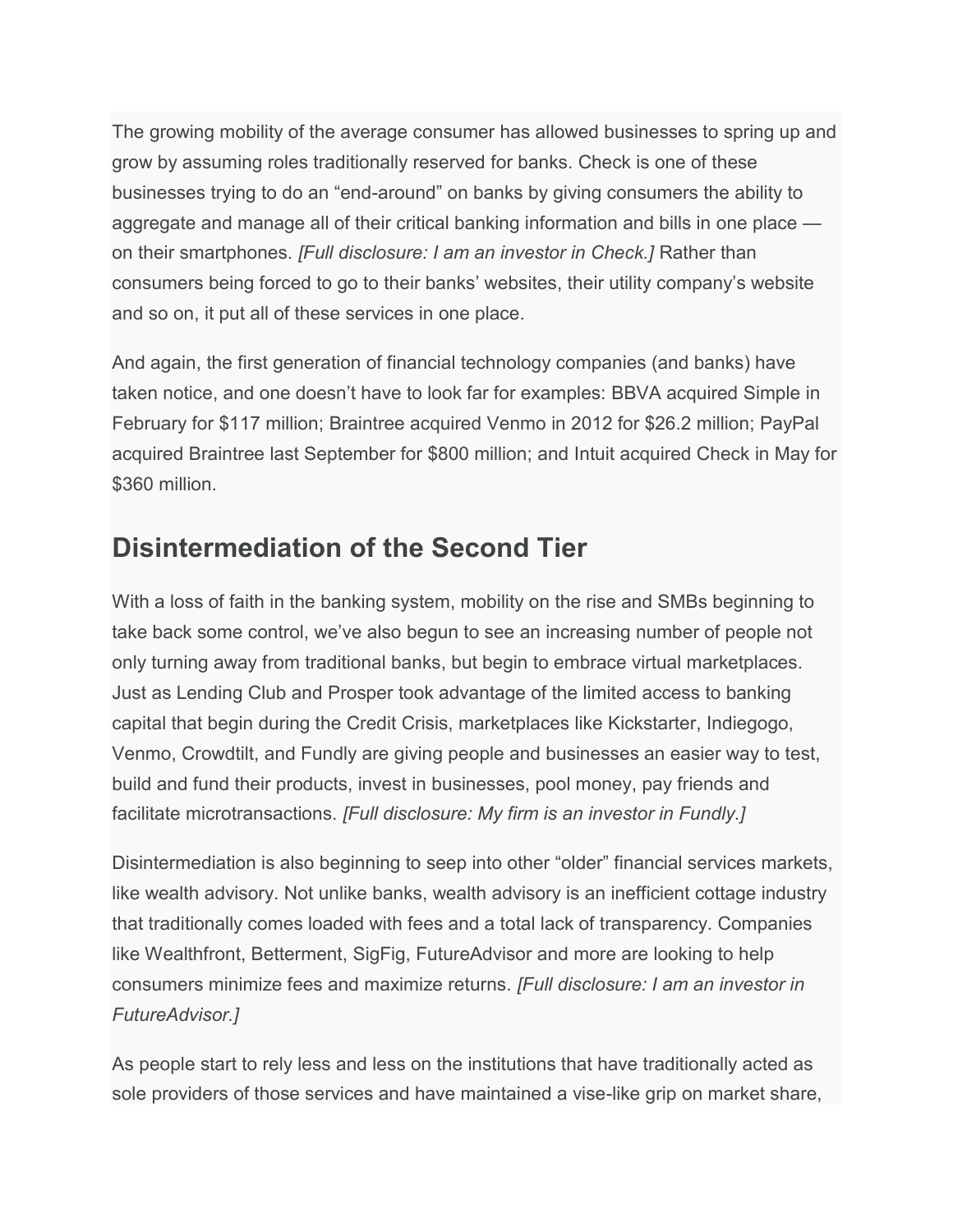The growing mobility of the average consumer has allowed businesses to spring up and grow by assuming roles traditionally reserved for banks. Check is one of these businesses trying to do an "end-around" on banks by giving consumers the ability to aggregate and manage all of their critical banking information and bills in one place — on their smartphones. *[Full disclosure: I am an investor in Check.]* Rather than consumers being forced to go to their banks' websites, their utility company's website and so on, it put all of these services in one place.

And again, the first generation of financial technology companies (and banks) have taken notice, and one doesn't have to look far for examples: BBVA acquired Simple in February for $117 million; Braintree acquired Venmo in 2012 for $26.2 million; PayPal acquired Braintree last September for $800 million; and Intuit acquired Check in May for $360 million.

## Disintermediation of the Second Tier

With a loss of faith in the banking system, mobility on the rise and SMBs beginning to take back some control, we've also begun to see an increasing number of people not only turning away from traditional banks, but begin to embrace virtual marketplaces. Just as Lending Club and Prosper took advantage of the limited access to banking capital that begin during the Credit Crisis, marketplaces like Kickstarter, Indiegogo, Venmo, Crowdtilt, and Fundly are giving people and businesses an easier way to test, build and fund their products, invest in businesses, pool money, pay friends and facilitate microtransactions. *[Full disclosure: My firm is an investor in Fundly.]*

Disintermediation is also beginning to seep into other "older" financial services markets, like wealth advisory. Not unlike banks, wealth advisory is an inefficient cottage industry that traditionally comes loaded with fees and a total lack of transparency. Companies like Wealthfront, Betterment, SigFig, FutureAdvisor and more are looking to help consumers minimize fees and maximize returns. *[Full disclosure: I am an investor in FutureAdvisor.]*

As people start to rely less and less on the institutions that have traditionally acted as sole providers of those services and have maintained a vise-like grip on market share,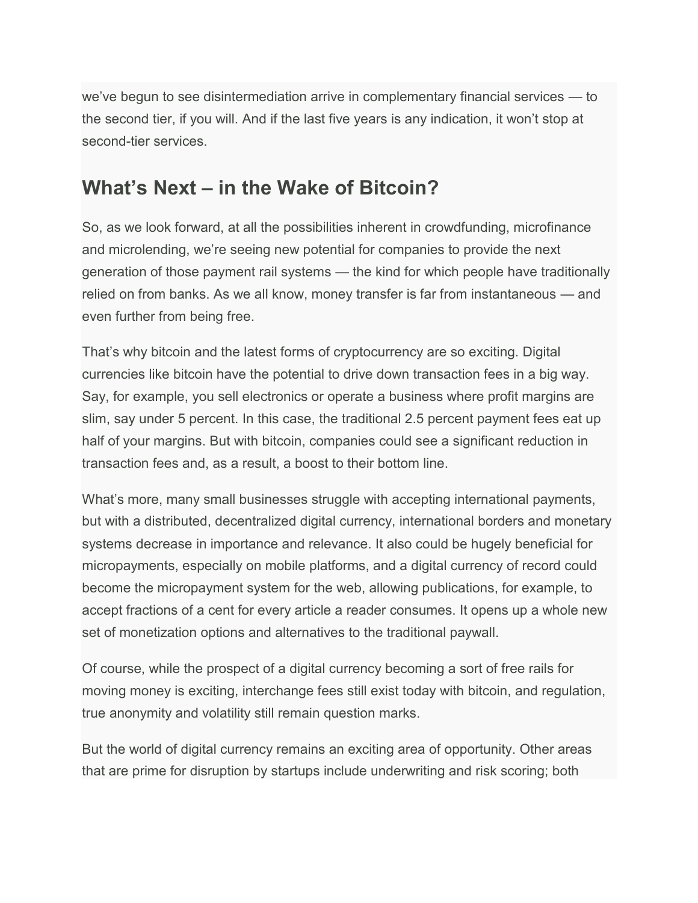we've begun to see disintermediation arrive in complementary financial services — to the second tier, if you will. And if the last five years is any indication, it won't stop at second-tier services.

## What's Next – in the Wake of Bitcoin?

So, as we look forward, at all the possibilities inherent in crowdfunding, microfinance and microlending, we're seeing new potential for companies to provide the next generation of those payment rail systems — the kind for which people have traditionally relied on from banks. As we all know, money transfer is far from instantaneous — and even further from being free.

That's why bitcoin and the latest forms of cryptocurrency are so exciting. Digital currencies like bitcoin have the potential to drive down transaction fees in a big way. Say, for example, you sell electronics or operate a business where profit margins are slim, say under 5 percent. In this case, the traditional 2.5 percent payment fees eat up half of your margins. But with bitcoin, companies could see a significant reduction in transaction fees and, as a result, a boost to their bottom line.

What's more, many small businesses struggle with accepting international payments, but with a distributed, decentralized digital currency, international borders and monetary systems decrease in importance and relevance. It also could be hugely beneficial for micropayments, especially on mobile platforms, and a digital currency of record could become the micropayment system for the web, allowing publications, for example, to accept fractions of a cent for every article a reader consumes. It opens up a whole new set of monetization options and alternatives to the traditional paywall.

Of course, while the prospect of a digital currency becoming a sort of free rails for moving money is exciting, interchange fees still exist today with bitcoin, and regulation, true anonymity and volatility still remain question marks.

But the world of digital currency remains an exciting area of opportunity. Other areas that are prime for disruption by startups include underwriting and risk scoring; both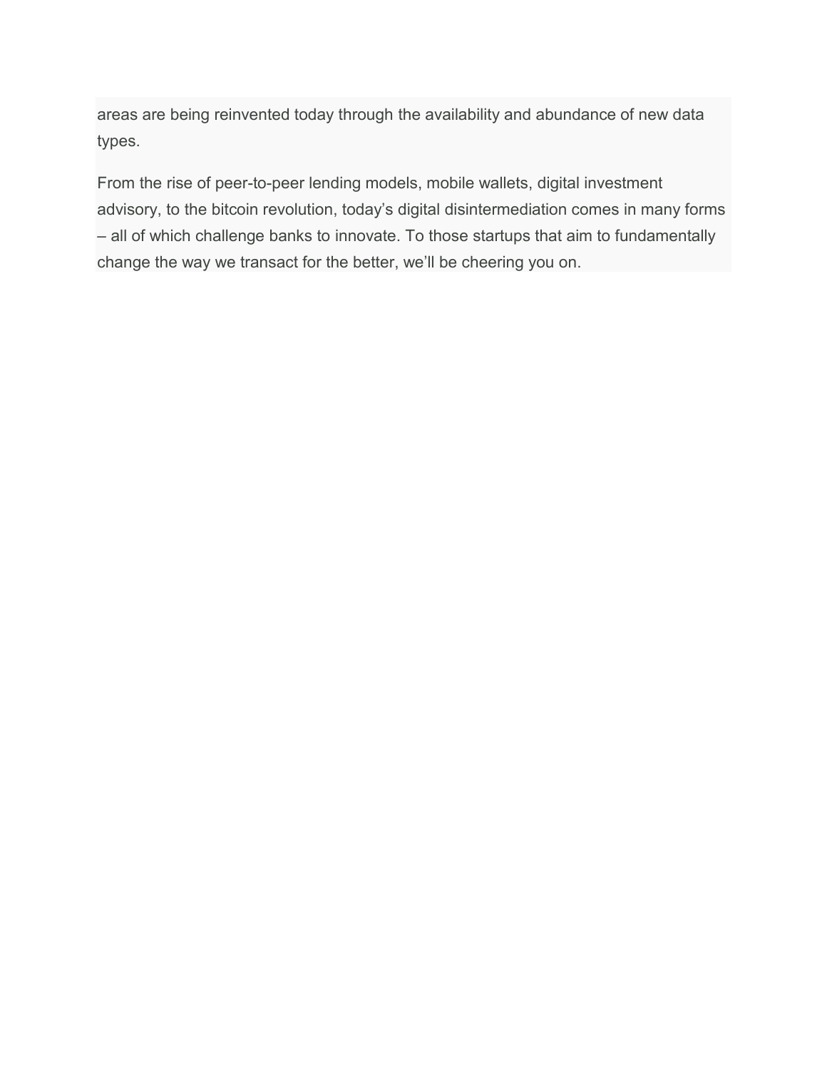areas are being reinvented today through the availability and abundance of new data types.

From the rise of peer-to-peer lending models, mobile wallets, digital investment advisory, to the bitcoin revolution, today's digital disintermediation comes in many forms – all of which challenge banks to innovate. To those startups that aim to fundamentally change the way we transact for the better, we'll be cheering you on.